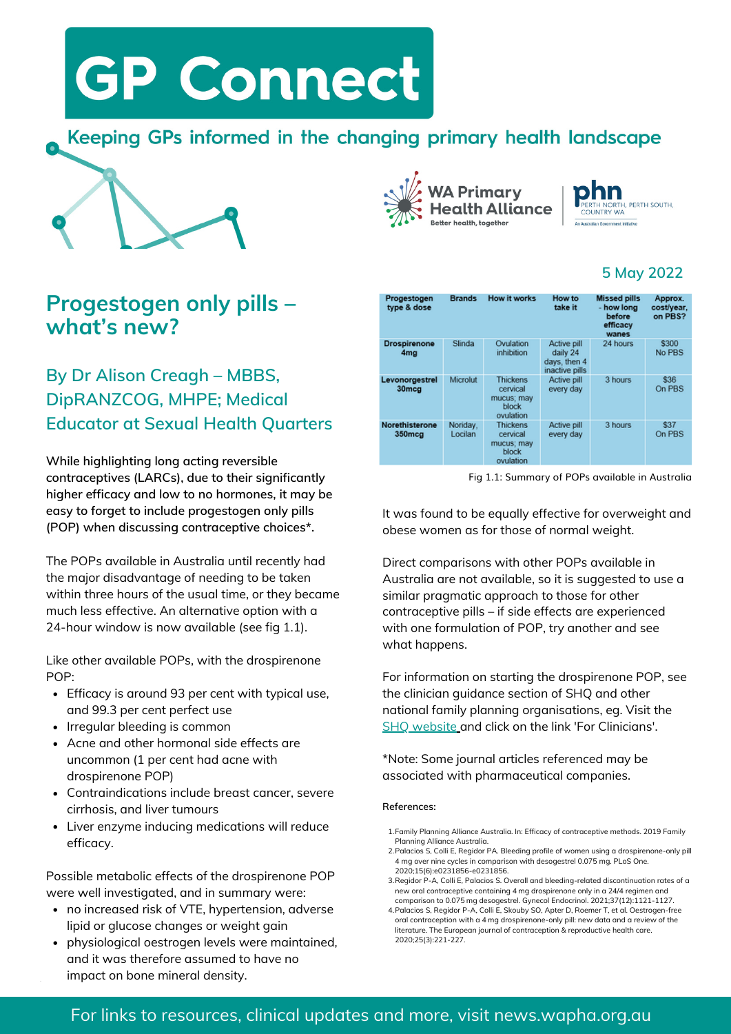# GP Connect

Keeping GPs informed in the changing primary health landscape

5 May 2022

## Progestogen only pills – what's new?

### By Dr Alison Creagh – MBBS, DipRANZCOG, MHPE; Medical Educator at Sexual Health Quarters

**While highlighting long acting reversible contraceptives (LARCs), due to their significantly higher efficacy and low to no hormones, it may be easy to forget to include progestogen only pills (POP) when discussing contraceptive choices*.**

The POPs available in Australia until recently had the major disadvantage of needing to be taken within three hours of the usual time, or they became much less effective. An alternative option with a 24-hour window is now available (see fig 1.1).

Like other available POPs, with the drospirenone POP:

- Efficacy is around 93 per cent with typical use, and 99.3 per cent perfect use
- Irregular bleeding is common
- Acne and other hormonal side effects are uncommon (1 per cent had acne with drospirenone POP)
- Contraindications include breast cancer, severe cirrhosis, and liver tumours
- Liver enzyme inducing medications will reduce efficacy.

Possible metabolic effects of the drospirenone POP were well investigated, and in summary were:

- no increased risk of VTE, hypertension, adverse lipid or glucose changes or weight gain
- physiological oestrogen levels were maintained, and it was therefore assumed to have no impact on bone mineral density.

| Progestogen type & dose | Brands | How it works | How to take it | Missed pills - how long before efficacy wanes | Approx. cost/year, on PBS? |
|---|---|---|---|---|---|
| **Drospirenone 4mg** | Slinda | Ovulation inhibition | Active pill daily 24 days, then 4 inactive pills | 24 hours | $300 No PBS |
| **Levonorgestrel 30mcg** | Microlut | Thickens cervical mucus; may block ovulation | Active pill every day | 3 hours | $36 On PBS |
| **Norethisterone 350mcg** | Noriday, Locilan | Thickens cervical mucus; may block ovulation | Active pill every day | 3 hours | $37 On PBS |

Fig 1.1: Summary of POPs available in Australia

It was found to be equally effective for overweight and obese women as for those of normal weight.

Direct comparisons with other POPs available in Australia are not available, so it is suggested to use a similar pragmatic approach to those for other contraceptive pills – if side effects are experienced with one formulation of POP, try another and see what happens.

For information on starting the drospirenone POP, see the clinician guidance section of SHQ and other national family planning organisations, eg. Visit the SHQ website and click on the link 'For Clinicians'.

*Note: Some journal articles referenced may be associated with pharmaceutical companies.

**References:**

1. Family Planning Alliance Australia. In: Efficacy of contraceptive methods. 2019 Family Planning Alliance Australia.
2. Palacios S, Colli E, Regidor PA. Bleeding profile of women using a drospirenone-only pill 4 mg over nine cycles in comparison with desogestrel 0.075 mg. PLoS One. 2020;15(6):e0231856-e0231856.
3. Regidor P-A, Colli E, Palacios S. Overall and bleeding-related discontinuation rates of a new oral contraceptive containing 4 mg drospirenone only in a 24/4 regimen and comparison to 0.075 mg desogestrel. Gynecol Endocrinol. 2021;37(12):1121-1127.
4. Palacios S, Regidor P-A, Colli E, Skouby SO, Apter D, Roemer T, et al. Oestrogen-free oral contraception with a 4 mg drospirenone-only pill: new data and a review of the literature. The European journal of contraception & reproductive health care. 2020;25(3):221-227.

For links to resources, clinical updates and more, visit news.wapha.org.au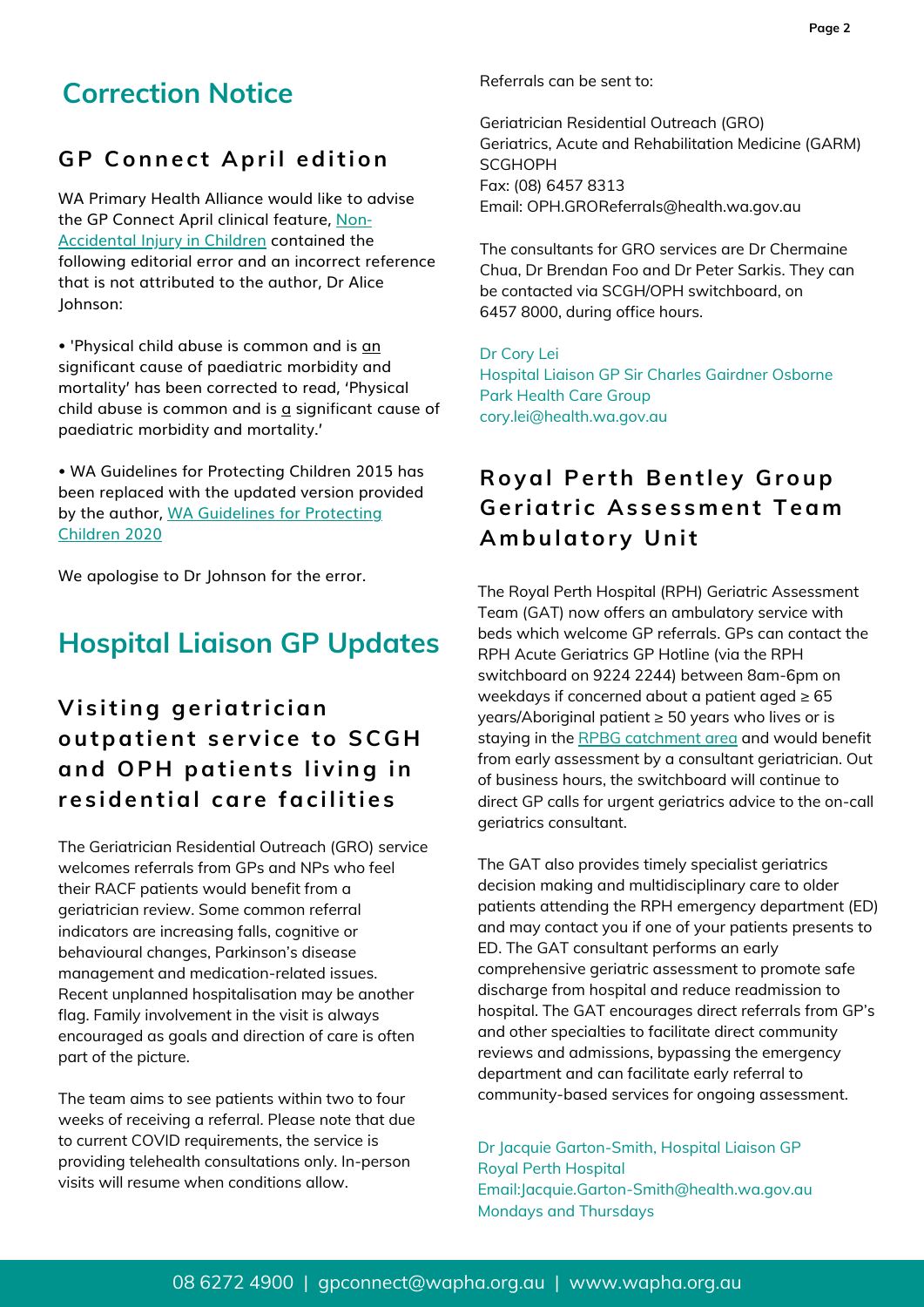# Correction Notice

## GP Connect April edition

WA Primary Health Alliance would like to advise the GP Connect April clinical feature, Non-Accidental Injury in Children contained the following editorial error and an incorrect reference that is not attributed to the author, Dr Alice Johnson:

- 'Physical child abuse is common and is an significant cause of paediatric morbidity and mortality' has been corrected to read, 'Physical child abuse is common and is a significant cause of paediatric morbidity and mortality.'
- WA Guidelines for Protecting Children 2015 has been replaced with the updated version provided by the author, WA Guidelines for Protecting Children 2020

We apologise to Dr Johnson for the error.

# Hospital Liaison GP Updates

## Visiting geriatrician outpatient service to SCGH and OPH patients living in residential care facilities

The Geriatrician Residential Outreach (GRO) service welcomes referrals from GPs and NPs who feel their RACF patients would benefit from a geriatrician review. Some common referral indicators are increasing falls, cognitive or behavioural changes, Parkinson's disease management and medication-related issues. Recent unplanned hospitalisation may be another flag. Family involvement in the visit is always encouraged as goals and direction of care is often part of the picture.

The team aims to see patients within two to four weeks of receiving a referral. Please note that due to current COVID requirements, the service is providing telehealth consultations only. In-person visits will resume when conditions allow.

Referrals can be sent to:

Geriatrician Residential Outreach (GRO)
Geriatrics, Acute and Rehabilitation Medicine (GARM)
SCGHOPH
Fax: (08) 6457 8313
Email: OPH.GROReferrals@health.wa.gov.au

The consultants for GRO services are Dr Chermaine Chua, Dr Brendan Foo and Dr Peter Sarkis. They can be contacted via SCGH/OPH switchboard, on 6457 8000, during office hours.

Dr Cory Lei
Hospital Liaison GP Sir Charles Gairdner Osborne Park Health Care Group
cory.lei@health.wa.gov.au

## Royal Perth Bentley Group Geriatric Assessment Team Ambulatory Unit

The Royal Perth Hospital (RPH) Geriatric Assessment Team (GAT) now offers an ambulatory service with beds which welcome GP referrals. GPs can contact the RPH Acute Geriatrics GP Hotline (via the RPH switchboard on 9224 2244) between 8am-6pm on weekdays if concerned about a patient aged ≥ 65 years/Aboriginal patient ≥ 50 years who lives or is staying in the RPBG catchment area and would benefit from early assessment by a consultant geriatrician. Out of business hours, the switchboard will continue to direct GP calls for urgent geriatrics advice to the on-call geriatrics consultant.

The GAT also provides timely specialist geriatrics decision making and multidisciplinary care to older patients attending the RPH emergency department (ED) and may contact you if one of your patients presents to ED. The GAT consultant performs an early comprehensive geriatric assessment to promote safe discharge from hospital and reduce readmission to hospital. The GAT encourages direct referrals from GP's and other specialties to facilitate direct community reviews and admissions, bypassing the emergency department and can facilitate early referral to community-based services for ongoing assessment.

Dr Jacquie Garton-Smith, Hospital Liaison GP
Royal Perth Hospital
Email:Jacquie.Garton-Smith@health.wa.gov.au
Mondays and Thursdays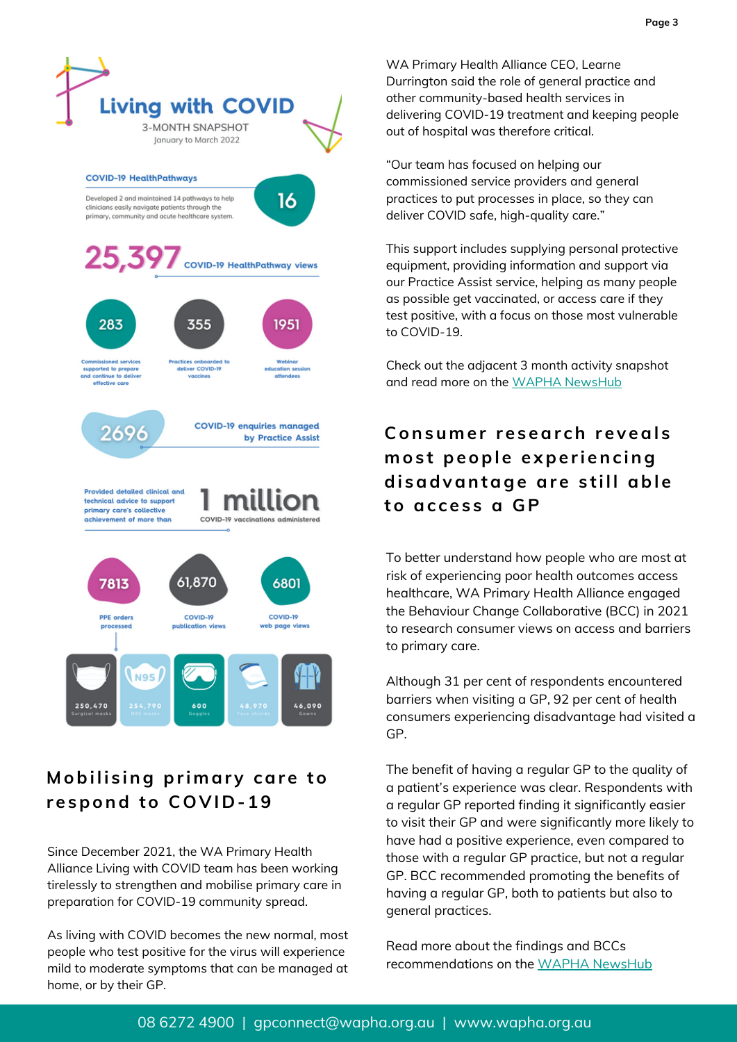## Living with COVID

3-MONTH SNAPSHOT

January to March 2022

**COVID-19 HealthPathways**

Developed 2 and maintained 14 pathways to help clinicians easily navigate patients through the primary, community and acute healthcare system.

16

**25,397** COVID-19 HealthPathway views

283 — Commissioned services supported to prepare and continue to deliver effective care

355 — Practices onboarded to deliver COVID-19 vaccines

1951 — Webinar education session attendees

**2696** COVID-19 enquiries managed by Practice Assist

Provided detailed clinical and technical advice to support primary care's collective achievement of more than **1 million** COVID-19 vaccinations administered

7813 — PPE orders processed

61,870 — COVID-19 publication views

6801 — COVID-19 web page views

250,470 Surgical masks

254,790 N95 masks

600 Goggles

48,970 Face shields

46,090 Gowns

## Mobilising primary care to respond to COVID-19

Since December 2021, the WA Primary Health Alliance Living with COVID team has been working tirelessly to strengthen and mobilise primary care in preparation for COVID-19 community spread.

As living with COVID becomes the new normal, most people who test positive for the virus will experience mild to moderate symptoms that can be managed at home, or by their GP.

WA Primary Health Alliance CEO, Learne Durrington said the role of general practice and other community-based health services in delivering COVID-19 treatment and keeping people out of hospital was therefore critical.

"Our team has focused on helping our commissioned service providers and general practices to put processes in place, so they can deliver COVID safe, high-quality care."

This support includes supplying personal protective equipment, providing information and support via our Practice Assist service, helping as many people as possible get vaccinated, or access care if they test positive, with a focus on those most vulnerable to COVID-19.

Check out the adjacent 3 month activity snapshot and read more on the WAPHA NewsHub

## Consumer research reveals most people experiencing disadvantage are still able to access a GP

To better understand how people who are most at risk of experiencing poor health outcomes access healthcare, WA Primary Health Alliance engaged the Behaviour Change Collaborative (BCC) in 2021 to research consumer views on access and barriers to primary care.

Although 31 per cent of respondents encountered barriers when visiting a GP, 92 per cent of health consumers experiencing disadvantage had visited a GP.

The benefit of having a regular GP to the quality of a patient's experience was clear. Respondents with a regular GP reported finding it significantly easier to visit their GP and were significantly more likely to have had a positive experience, even compared to those with a regular GP practice, but not a regular GP. BCC recommended promoting the benefits of having a regular GP, both to patients but also to general practices.

Read more about the findings and BCCs recommendations on the WAPHA NewsHub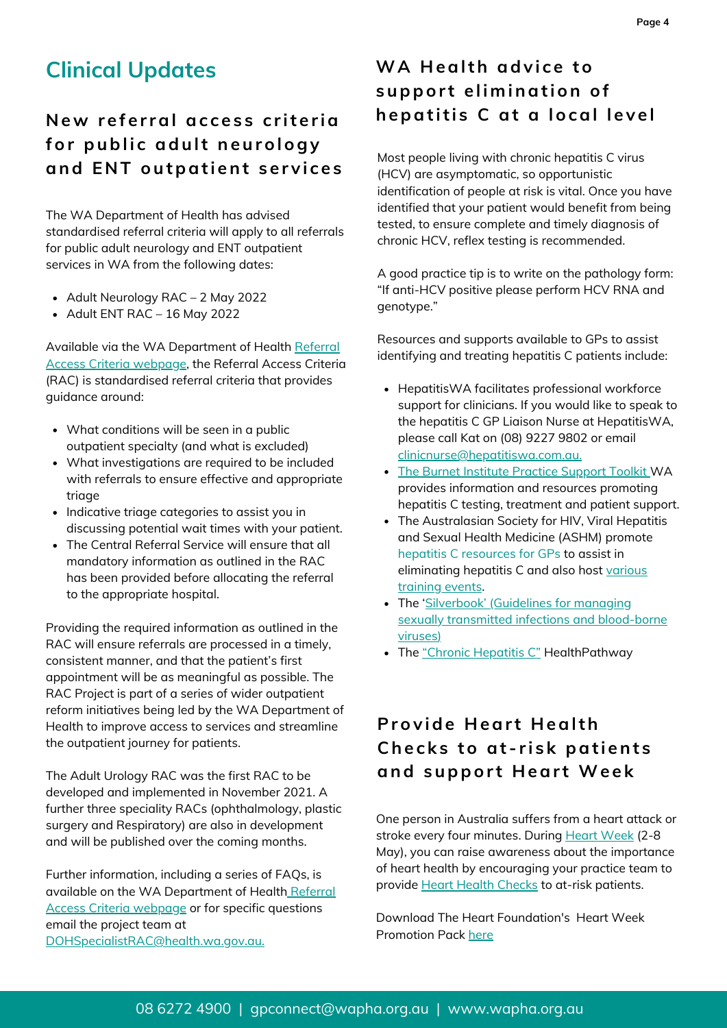# Clinical Updates

## New referral access criteria for public adult neurology and ENT outpatient services

The WA Department of Health has advised standardised referral criteria will apply to all referrals for public adult neurology and ENT outpatient services in WA from the following dates:

- Adult Neurology RAC – 2 May 2022
- Adult ENT RAC – 16 May 2022

Available via the WA Department of Health Referral Access Criteria webpage, the Referral Access Criteria (RAC) is standardised referral criteria that provides guidance around:

- What conditions will be seen in a public outpatient specialty (and what is excluded)
- What investigations are required to be included with referrals to ensure effective and appropriate triage
- Indicative triage categories to assist you in discussing potential wait times with your patient.
- The Central Referral Service will ensure that all mandatory information as outlined in the RAC has been provided before allocating the referral to the appropriate hospital.

Providing the required information as outlined in the RAC will ensure referrals are processed in a timely, consistent manner, and that the patient's first appointment will be as meaningful as possible. The RAC Project is part of a series of wider outpatient reform initiatives being led by the WA Department of Health to improve access to services and streamline the outpatient journey for patients.

The Adult Urology RAC was the first RAC to be developed and implemented in November 2021. A further three speciality RACs (ophthalmology, plastic surgery and Respiratory) are also in development and will be published over the coming months.

Further information, including a series of FAQs, is available on the WA Department of Health Referral Access Criteria webpage or for specific questions email the project team at DOHSpecialistRAC@health.wa.gov.au.

## WA Health advice to support elimination of hepatitis C at a local level

Most people living with chronic hepatitis C virus (HCV) are asymptomatic, so opportunistic identification of people at risk is vital. Once you have identified that your patient would benefit from being tested, to ensure complete and timely diagnosis of chronic HCV, reflex testing is recommended.

A good practice tip is to write on the pathology form: "If anti-HCV positive please perform HCV RNA and genotype."

Resources and supports available to GPs to assist identifying and treating hepatitis C patients include:

- HepatitisWA facilitates professional workforce support for clinicians. If you would like to speak to the hepatitis C GP Liaison Nurse at HepatitisWA, please call Kat on (08) 9227 9802 or email clinicnurse@hepatitiswa.com.au.
- The Burnet Institute Practice Support Toolkit WA provides information and resources promoting hepatitis C testing, treatment and patient support.
- The Australasian Society for HIV, Viral Hepatitis and Sexual Health Medicine (ASHM) promote hepatitis C resources for GPs to assist in eliminating hepatitis C and also host various training events.
- The 'Silverbook' (Guidelines for managing sexually transmitted infections and blood-borne viruses)
- The "Chronic Hepatitis C" HealthPathway

## Provide Heart Health Checks to at-risk patients and support Heart Week

One person in Australia suffers from a heart attack or stroke every four minutes. During Heart Week (2-8 May), you can raise awareness about the importance of heart health by encouraging your practice team to provide Heart Health Checks to at-risk patients.

Download The Heart Foundation's Heart Week Promotion Pack here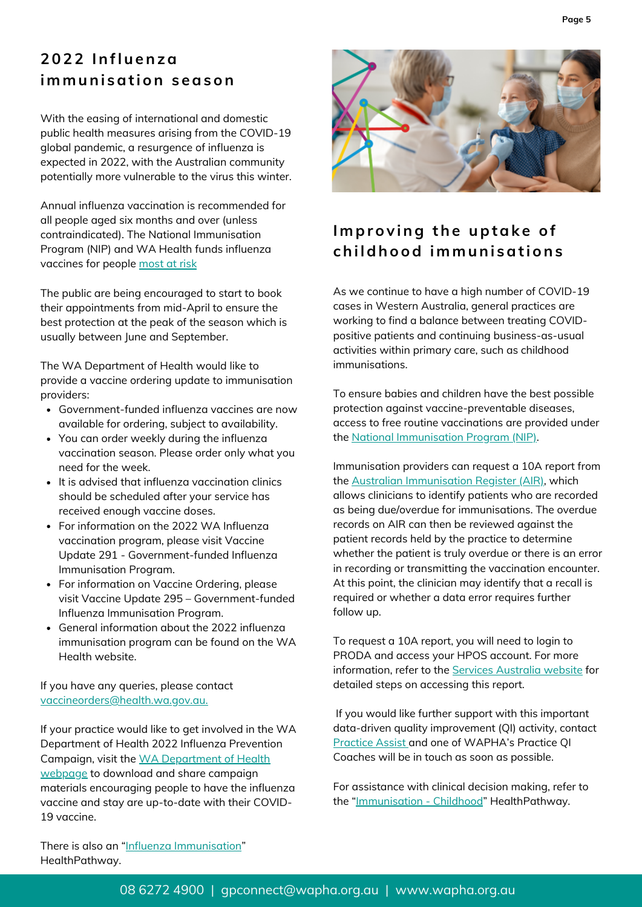## 2022 Influenza immunisation season

With the easing of international and domestic public health measures arising from the COVID-19 global pandemic, a resurgence of influenza is expected in 2022, with the Australian community potentially more vulnerable to the virus this winter.

Annual influenza vaccination is recommended for all people aged six months and over (unless contraindicated). The National Immunisation Program (NIP) and WA Health funds influenza vaccines for people [most at risk](#)

The public are being encouraged to start to book their appointments from mid-April to ensure the best protection at the peak of the season which is usually between June and September.

The WA Department of Health would like to provide a vaccine ordering update to immunisation providers:

- Government-funded influenza vaccines are now available for ordering, subject to availability.
- You can order weekly during the influenza vaccination season. Please order only what you need for the week.
- It is advised that influenza vaccination clinics should be scheduled after your service has received enough vaccine doses.
- For information on the 2022 WA Influenza vaccination program, please visit Vaccine Update 291 - Government-funded Influenza Immunisation Program.
- For information on Vaccine Ordering, please visit Vaccine Update 295 – Government-funded Influenza Immunisation Program.
- General information about the 2022 influenza immunisation program can be found on the WA Health website.

If you have any queries, please contact [vaccineorders@health.wa.gov.au.](mailto:vaccineorders@health.wa.gov.au)

If your practice would like to get involved in the WA Department of Health 2022 Influenza Prevention Campaign, visit the [WA Department of Health webpage](#) to download and share campaign materials encouraging people to have the influenza vaccine and stay are up-to-date with their COVID-19 vaccine.

There is also an "[Influenza Immunisation](#)" HealthPathway.

## Improving the uptake of childhood immunisations

As we continue to have a high number of COVID-19 cases in Western Australia, general practices are working to find a balance between treating COVID-positive patients and continuing business-as-usual activities within primary care, such as childhood immunisations.

To ensure babies and children have the best possible protection against vaccine-preventable diseases, access to free routine vaccinations are provided under the [National Immunisation Program (NIP)](#).

Immunisation providers can request a 10A report from the [Australian Immunisation Register (AIR)](#), which allows clinicians to identify patients who are recorded as being due/overdue for immunisations. The overdue records on AIR can then be reviewed against the patient records held by the practice to determine whether the patient is truly overdue or there is an error in recording or transmitting the vaccination encounter. At this point, the clinician may identify that a recall is required or whether a data error requires further follow up.

To request a 10A report, you will need to login to PRODA and access your HPOS account. For more information, refer to the [Services Australia website](#) for detailed steps on accessing this report.

If you would like further support with this important data-driven quality improvement (QI) activity, contact [Practice Assist](#) and one of WAPHA's Practice QI Coaches will be in touch as soon as possible.

For assistance with clinical decision making, refer to the "[Immunisation - Childhood](#)" HealthPathway.

08 6272 4900 | gpconnect@wapha.org.au | www.wapha.org.au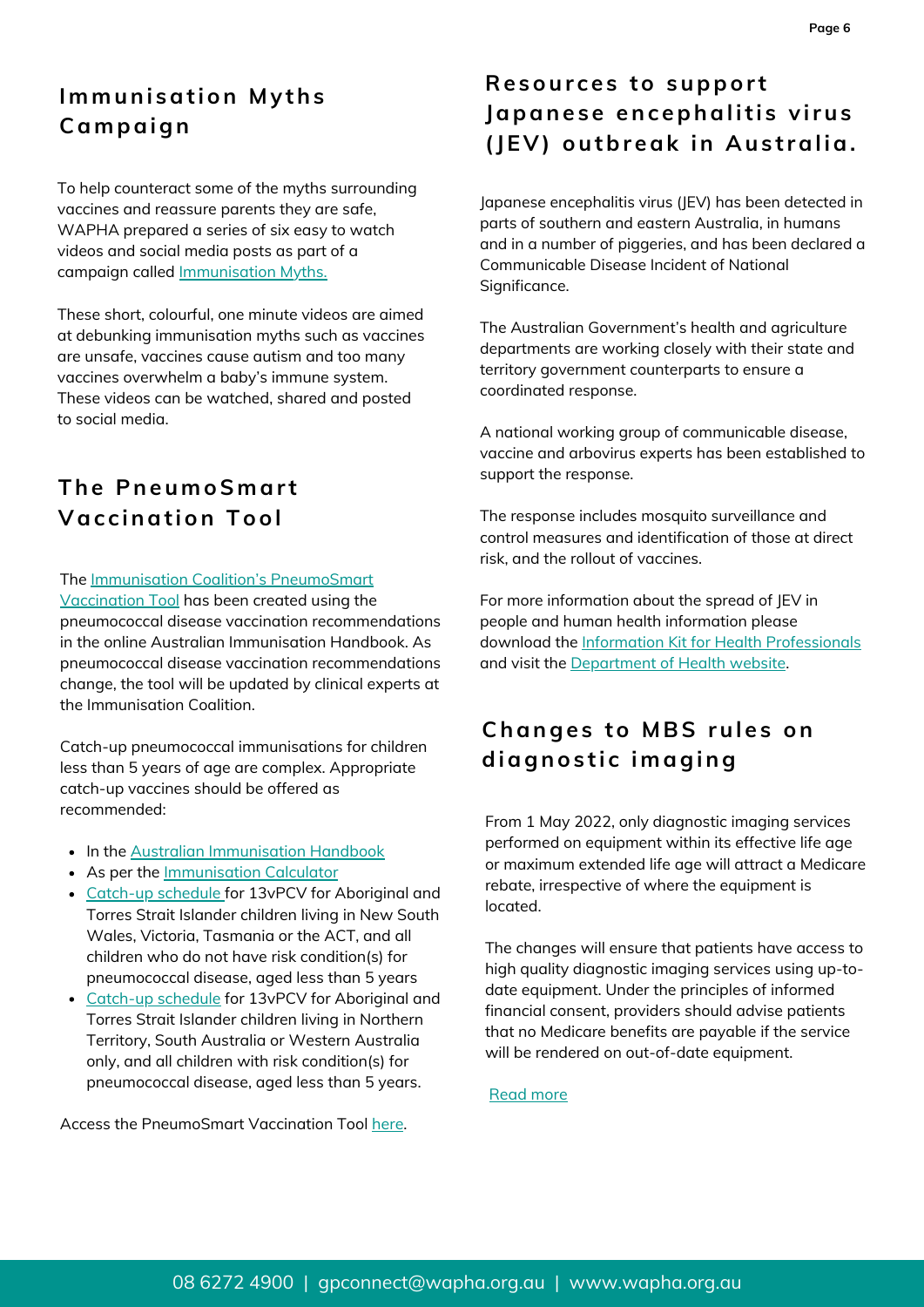## Immunisation Myths Campaign

To help counteract some of the myths surrounding vaccines and reassure parents they are safe, WAPHA prepared a series of six easy to watch videos and social media posts as part of a campaign called Immunisation Myths.

These short, colourful, one minute videos are aimed at debunking immunisation myths such as vaccines are unsafe, vaccines cause autism and too many vaccines overwhelm a baby's immune system. These videos can be watched, shared and posted to social media.

## The PneumoSmart Vaccination Tool

The Immunisation Coalition's PneumoSmart Vaccination Tool has been created using the pneumococcal disease vaccination recommendations in the online Australian Immunisation Handbook. As pneumococcal disease vaccination recommendations change, the tool will be updated by clinical experts at the Immunisation Coalition.

Catch-up pneumococcal immunisations for children less than 5 years of age are complex. Appropriate catch-up vaccines should be offered as recommended:

- In the Australian Immunisation Handbook
- As per the Immunisation Calculator
- Catch-up schedule for 13vPCV for Aboriginal and Torres Strait Islander children living in New South Wales, Victoria, Tasmania or the ACT, and all children who do not have risk condition(s) for pneumococcal disease, aged less than 5 years
- Catch-up schedule for 13vPCV for Aboriginal and Torres Strait Islander children living in Northern Territory, South Australia or Western Australia only, and all children with risk condition(s) for pneumococcal disease, aged less than 5 years.

Access the PneumoSmart Vaccination Tool here.

## Resources to support Japanese encephalitis virus (JEV) outbreak in Australia.

Japanese encephalitis virus (JEV) has been detected in parts of southern and eastern Australia, in humans and in a number of piggeries, and has been declared a Communicable Disease Incident of National Significance.

The Australian Government's health and agriculture departments are working closely with their state and territory government counterparts to ensure a coordinated response.

A national working group of communicable disease, vaccine and arbovirus experts has been established to support the response.

The response includes mosquito surveillance and control measures and identification of those at direct risk, and the rollout of vaccines.

For more information about the spread of JEV in people and human health information please download the Information Kit for Health Professionals and visit the Department of Health website.

## Changes to MBS rules on diagnostic imaging

From 1 May 2022, only diagnostic imaging services performed on equipment within its effective life age or maximum extended life age will attract a Medicare rebate, irrespective of where the equipment is located.

The changes will ensure that patients have access to high quality diagnostic imaging services using up-to-date equipment. Under the principles of informed financial consent, providers should advise patients that no Medicare benefits are payable if the service will be rendered on out-of-date equipment.

Read more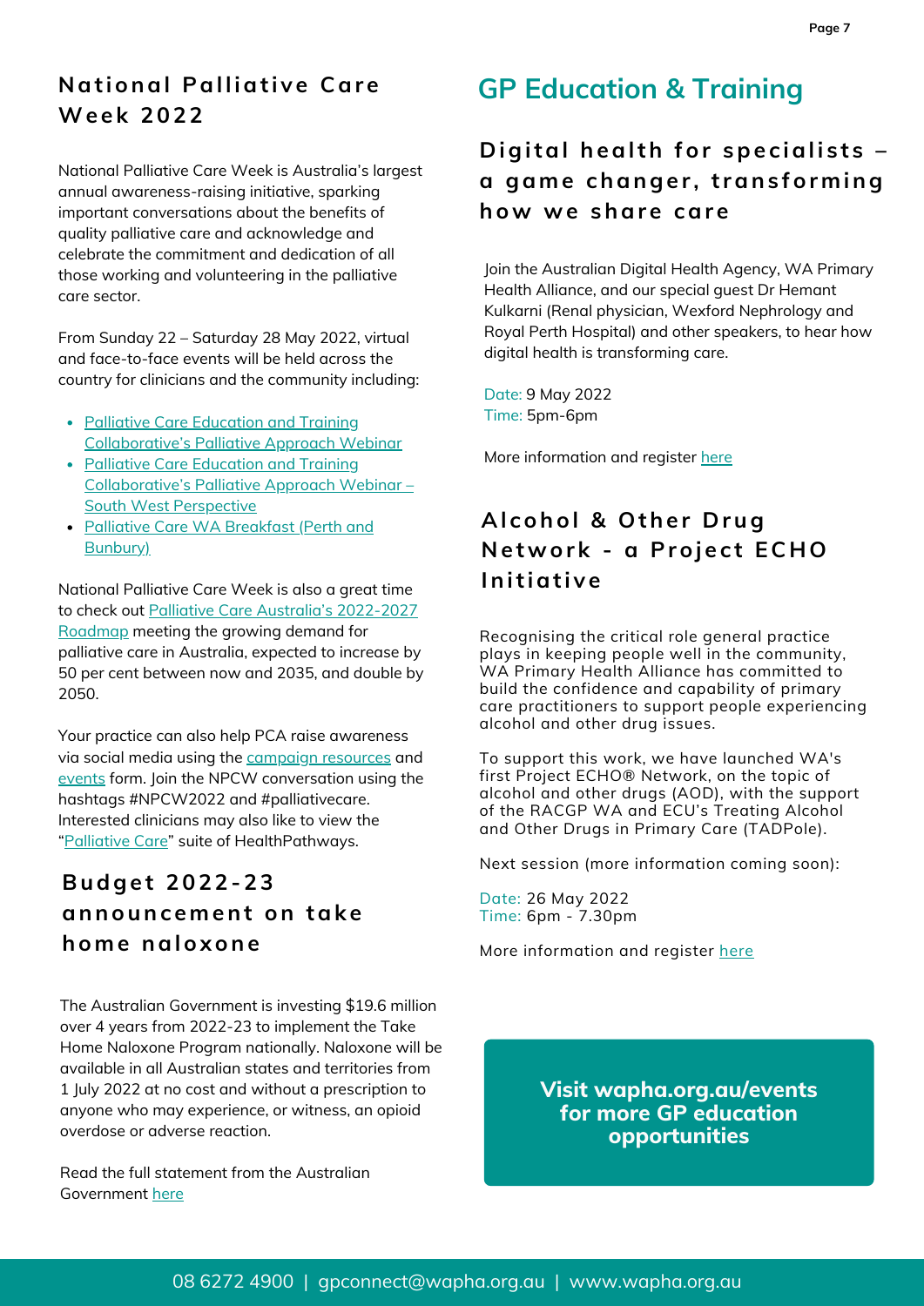## National Palliative Care Week 2022

National Palliative Care Week is Australia's largest annual awareness-raising initiative, sparking important conversations about the benefits of quality palliative care and acknowledge and celebrate the commitment and dedication of all those working and volunteering in the palliative care sector.

From Sunday 22 – Saturday 28 May 2022, virtual and face-to-face events will be held across the country for clinicians and the community including:

- Palliative Care Education and Training Collaborative's Palliative Approach Webinar
- Palliative Care Education and Training Collaborative's Palliative Approach Webinar – South West Perspective
- Palliative Care WA Breakfast (Perth and Bunbury)

National Palliative Care Week is also a great time to check out Palliative Care Australia's 2022-2027 Roadmap meeting the growing demand for palliative care in Australia, expected to increase by 50 per cent between now and 2035, and double by 2050.

Your practice can also help PCA raise awareness via social media using the campaign resources and events form. Join the NPCW conversation using the hashtags #NPCW2022 and #palliativecare. Interested clinicians may also like to view the "Palliative Care" suite of HealthPathways.

## Budget 2022-23 announcement on take home naloxone

The Australian Government is investing $19.6 million over 4 years from 2022-23 to implement the Take Home Naloxone Program nationally. Naloxone will be available in all Australian states and territories from 1 July 2022 at no cost and without a prescription to anyone who may experience, or witness, an opioid overdose or adverse reaction.

Read the full statement from the Australian Government here

# GP Education & Training

## Digital health for specialists – a game changer, transforming how we share care

Join the Australian Digital Health Agency, WA Primary Health Alliance, and our special guest Dr Hemant Kulkarni (Renal physician, Wexford Nephrology and Royal Perth Hospital) and other speakers, to hear how digital health is transforming care.

Date: 9 May 2022
Time: 5pm-6pm

More information and register here

## Alcohol & Other Drug Network - a Project ECHO Initiative

Recognising the critical role general practice plays in keeping people well in the community, WA Primary Health Alliance has committed to build the confidence and capability of primary care practitioners to support people experiencing alcohol and other drug issues.

To support this work, we have launched WA's first Project ECHO® Network, on the topic of alcohol and other drugs (AOD), with the support of the RACGP WA and ECU's Treating Alcohol and Other Drugs in Primary Care (TADPole).

Next session (more information coming soon):

Date: 26 May 2022
Time: 6pm - 7.30pm

More information and register here

**Visit wapha.org.au/events for more GP education opportunities**

08 6272 4900 | gpconnect@wapha.org.au | www.wapha.org.au